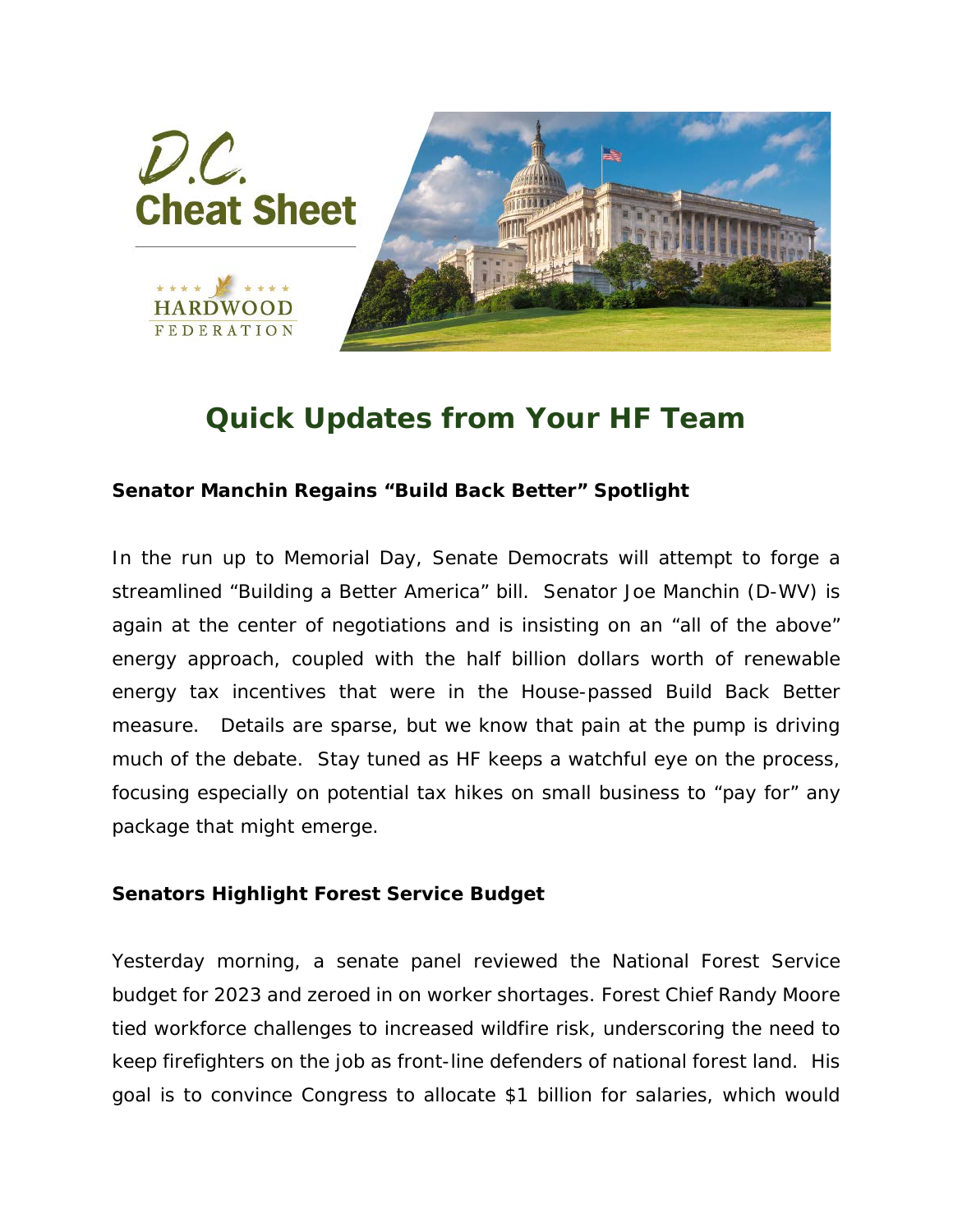D.C. Cheat Sheet

HARDWOOD FEDERATION

# Quick Updates from Your HF Team

**Senator Manchin Regains "Build Back Better" Spotlight**

In the run up to Memorial Day, Senate Democrats will attempt to forge a streamlined "Building a Better America" bill. Senator Joe Manchin (D-WV) is again at the center of negotiations and is insisting on an "all of the above" energy approach, coupled with the half billion dollars worth of renewable energy tax incentives that were in the House-passed Build Back Better measure. Details are sparse, but we know that pain at the pump is driving much of the debate. Stay tuned as HF keeps a watchful eye on the process, focusing especially on potential tax hikes on small business to "pay for" any package that might emerge.

**Senators Highlight Forest Service Budget**

Yesterday morning, a senate panel reviewed the National Forest Service budget for 2023 and zeroed in on worker shortages. Forest Chief Randy Moore tied workforce challenges to increased wildfire risk, underscoring the need to keep firefighters on the job as front-line defenders of national forest land. His goal is to convince Congress to allocate $1 billion for salaries, which would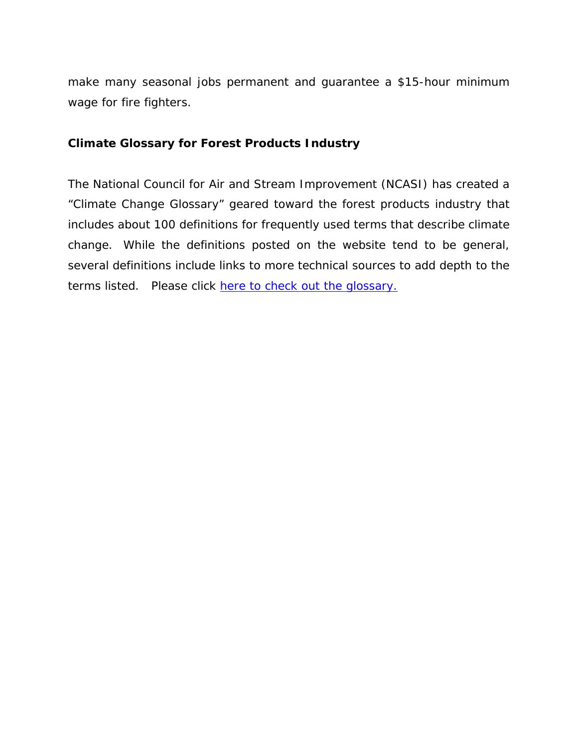make many seasonal jobs permanent and guarantee a $15-hour minimum wage for fire fighters.

**Climate Glossary for Forest Products Industry**

The National Council for Air and Stream Improvement (NCASI) has created a "Climate Change Glossary" geared toward the forest products industry that includes about 100 definitions for frequently used terms that describe climate change. While the definitions posted on the website tend to be general, several definitions include links to more technical sources to add depth to the terms listed. Please click here to check out the glossary.